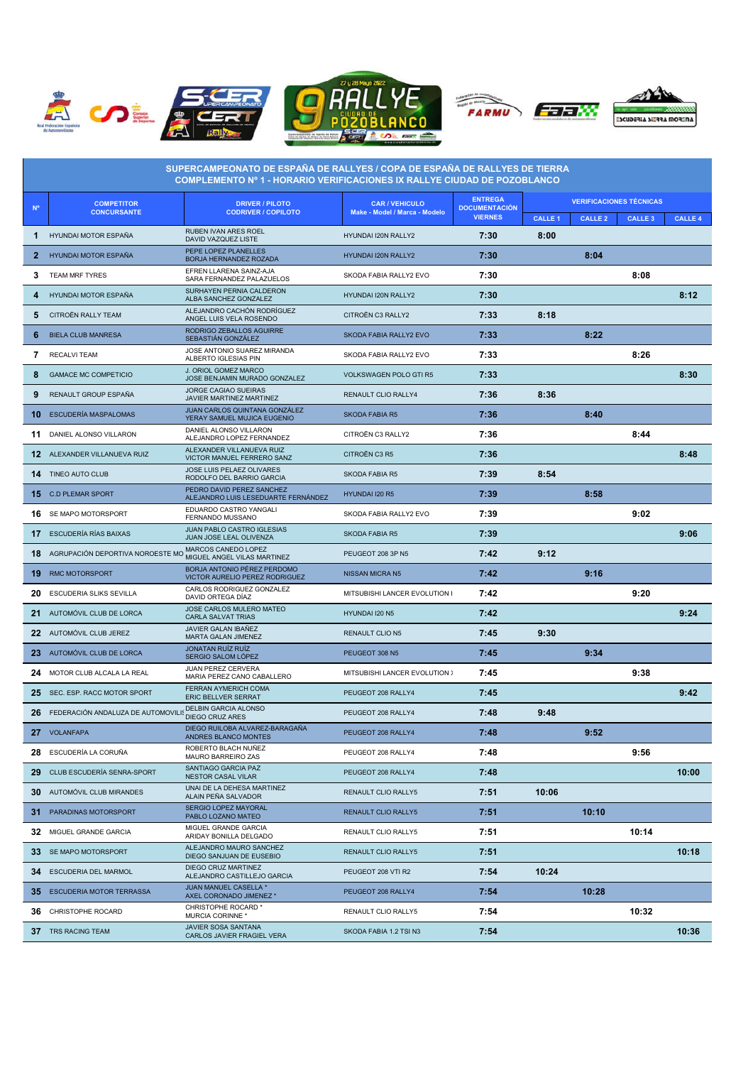## SUPERCAMPEONATO DE ESPAÑA DE RALLYES / COPA DE ESPAÑA DE RALLYES DE TIERRA
## COMPLEMENTO Nº 1 - HORARIO VERIFICACIONES IX RALLYE CIUDAD DE POZOBLANCO

| Nº | COMPETITOR CONCURSANTE | DRIVER / PILOTO CODRIVER / COPILOTO | CAR / VEHICULO Make - Model / Marca - Modelo | ENTREGA DOCUMENTACIÓN VIERNES | VERIFICACIONES TÉCNICAS | | | |
|---|---|---|---|---|---|---|---|---|
| | | | | | CALLE 1 | CALLE 2 | CALLE 3 | CALLE 4 |
| 1 | HYUNDAI MOTOR ESPAÑA | RUBEN IVAN ARES ROEL<br>DAVID VAZQUEZ LISTE | HYUNDAI I20N RALLY2 | 7:30 | 8:00 | | | |
| 2 | HYUNDAI MOTOR ESPAÑA | PEPE LOPEZ PLANELLES<br>BORJA HERNANDEZ ROZADA | HYUNDAI I20N RALLY2 | 7:30 | | 8:04 | | |
| 3 | TEAM MRF TYRES | EFREN LLARENA SAINZ-AJA<br>SARA FERNANDEZ PALAZUELOS | SKODA FABIA RALLY2 EVO | 7:30 | | | 8:08 | |
| 4 | HYUNDAI MOTOR ESPAÑA | SURHAYEN PERNIA CALDERON<br>ALBA SANCHEZ GONZALEZ | HYUNDAI I20N RALLY2 | 7:30 | | | | 8:12 |
| 5 | CITROËN RALLY TEAM | ALEJANDRO CACHÓN RODRÍGUEZ<br>ANGEL LUIS VELA ROSENDO | CITROËN C3 RALLY2 | 7:33 | 8:18 | | | |
| 6 | BIELA CLUB MANRESA | RODRIGO ZEBALLOS AGUIRRE<br>SEBASTIÁN GONZÁLEZ | SKODA FABIA RALLY2 EVO | 7:33 | | 8:22 | | |
| 7 | RECALVI TEAM | JOSE ANTONIO SUAREZ MIRANDA<br>ALBERTO IGLESIAS PIN | SKODA FABIA RALLY2 EVO | 7:33 | | | 8:26 | |
| 8 | GAMACE MC COMPETICIO | J. ORIOL GOMEZ MARCO<br>JOSE BENJAMIN MURADO GONZALEZ | VOLKSWAGEN POLO GTI R5 | 7:33 | | | | 8:30 |
| 9 | RENAULT GROUP ESPAÑA | JORGE CAGIAO SUEIRAS<br>JAVIER MARTINEZ MARTINEZ | RENAULT CLIO RALLY4 | 7:36 | 8:36 | | | |
| 10 | ESCUDERÍA MASPALOMAS | JUAN CARLOS QUINTANA GONZÁLEZ<br>YERAY SAMUEL MUJICA EUGENIO | SKODA FABIA R5 | 7:36 | | 8:40 | | |
| 11 | DANIEL ALONSO VILLARON | DANIEL ALONSO VILLARON<br>ALEJANDRO LOPEZ FERNANDEZ | CITROËN C3 RALLY2 | 7:36 | | | 8:44 | |
| 12 | ALEXANDER VILLANUEVA RUIZ | ALEXANDER VILLANUEVA RUIZ<br>VICTOR MANUEL FERRERO SANZ | CITROËN C3 R5 | 7:36 | | | | 8:48 |
| 14 | TINEO AUTO CLUB | JOSE LUIS PELAEZ OLIVARES<br>RODOLFO DEL BARRIO GARCIA | SKODA FABIA R5 | 7:39 | 8:54 | | | |
| 15 | C.D PLEMAR SPORT | PEDRO DAVID PEREZ SANCHEZ<br>ALEJANDRO LUIS LESEDUARTE FERNÁNDEZ | HYUNDAI I20 R5 | 7:39 | | 8:58 | | |
| 16 | SE MAPO MOTORSPORT | EDUARDO CASTRO YANGALI<br>FERNANDO MUSSANO | SKODA FABIA RALLY2 EVO | 7:39 | | | 9:02 | |
| 17 | ESCUDERÍA RÍAS BAIXAS | JUAN PABLO CASTRO IGLESIAS<br>JUAN JOSE LEAL OLIVENZA | SKODA FABIA R5 | 7:39 | | | | 9:06 |
| 18 | AGRUPACIÓN DEPORTIVA NOROESTE MO | MARCOS CANEDO LOPEZ<br>MIGUEL ANGEL VILAS MARTINEZ | PEUGEOT 208 3P N5 | 7:42 | 9:12 | | | |
| 19 | RMC MOTORSPORT | BORJA ANTONIO PÉREZ PERDOMO<br>VICTOR AURELIO PEREZ RODRIGUEZ | NISSAN MICRA N5 | 7:42 | | 9:16 | | |
| 20 | ESCUDERIA SLIKS SEVILLA | CARLOS RODRIGUEZ GONZALEZ<br>DAVID ORTEGA DÍAZ | MITSUBISHI LANCER EVOLUTION I | 7:42 | | | 9:20 | |
| 21 | AUTOMÓVIL CLUB DE LORCA | JOSE CARLOS MULERO MATEO<br>CARLA SALVAT TRIAS | HYUNDAI I20 N5 | 7:42 | | | | 9:24 |
| 22 | AUTOMÓVIL CLUB JEREZ | JAVIER GALAN IBAÑEZ<br>MARTA GALAN JIMENEZ | RENAULT CLIO N5 | 7:45 | 9:30 | | | |
| 23 | AUTOMÓVIL CLUB DE LORCA | JONATAN RUÍZ RUÍZ<br>SERGIO SALOM LÓPEZ | PEUGEOT 308 N5 | 7:45 | | 9:34 | | |
| 24 | MOTOR CLUB ALCALA LA REAL | JUAN PEREZ CERVERA<br>MARIA PEREZ CANO CABALLERO | MITSUBISHI LANCER EVOLUTION ) | 7:45 | | | 9:38 | |
| 25 | SEC. ESP. RACC MOTOR SPORT | FERRAN AYMERICH COMA<br>ERIC BELLVER SERRAT | PEUGEOT 208 RALLY4 | 7:45 | | | | 9:42 |
| 26 | FEDERACIÓN ANDALUZA DE AUTOMOVILI | DELBIN GARCIA ALONSO<br>DIEGO CRUZ ARES | PEUGEOT 208 RALLY4 | 7:48 | 9:48 | | | |
| 27 | VOLANFAPA | DIEGO RUILOBA ALVAREZ-BARAGAÑA<br>ANDRES BLANCO MONTES | PEUGEOT 208 RALLY4 | 7:48 | | 9:52 | | |
| 28 | ESCUDERÍA LA CORUÑA | ROBERTO BLACH NUÑEZ<br>MAURO BARREIRO ZAS | PEUGEOT 208 RALLY4 | 7:48 | | | 9:56 | |
| 29 | CLUB ESCUDERÍA SENRA-SPORT | SANTIAGO GARCIA PAZ<br>NESTOR CASAL VILAR | PEUGEOT 208 RALLY4 | 7:48 | | | | 10:00 |
| 30 | AUTOMÓVIL CLUB MIRANDES | UNAI DE LA DEHESA MARTINEZ<br>ALAIN PEÑA SALVADOR | RENAULT CLIO RALLY5 | 7:51 | 10:06 | | | |
| 31 | PARADINAS MOTORSPORT | SERGIO LOPEZ MAYORAL<br>PABLO LOZANO MATEO | RENAULT CLIO RALLY5 | 7:51 | | 10:10 | | |
| 32 | MIGUEL GRANDE GARCIA | MIGUEL GRANDE GARCIA<br>ARIDAY BONILLA DELGADO | RENAULT CLIO RALLY5 | 7:51 | | | 10:14 | |
| 33 | SE MAPO MOTORSPORT | ALEJANDRO MAURO SANCHEZ<br>DIEGO SANJUAN DE EUSEBIO | RENAULT CLIO RALLY5 | 7:51 | | | | 10:18 |
| 34 | ESCUDERIA DEL MARMOL | DIEGO CRUZ MARTINEZ<br>ALEJANDRO CASTILLEJO GARCIA | PEUGEOT 208 VTI R2 | 7:54 | 10:24 | | | |
| 35 | ESCUDERIA MOTOR TERRASSA | JUAN MANUEL CASELLA *<br>AXEL CORONADO JIMENEZ * | PEUGEOT 208 RALLY4 | 7:54 | | 10:28 | | |
| 36 | CHRISTOPHE ROCARD | CHRISTOPHE ROCARD *<br>MURCIA CORINNE * | RENAULT CLIO RALLY5 | 7:54 | | | 10:32 | |
| 37 | TRS RACING TEAM | JAVIER SOSA SANTANA<br>CARLOS JAVIER FRAGIEL VERA | SKODA FABIA 1.2 TSI N3 | 7:54 | | | | 10:36 |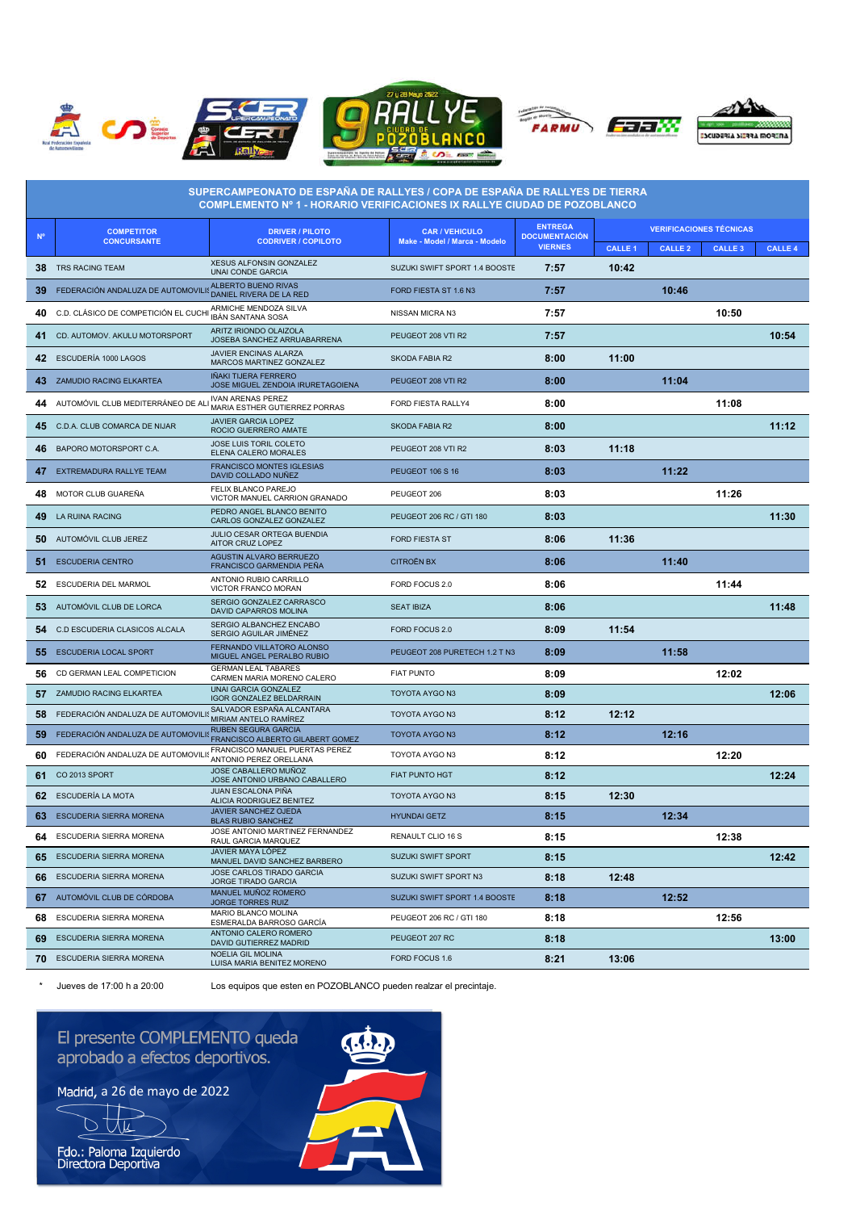**SUPERCAMPEONATO DE ESPAÑA DE RALLYES / COPA DE ESPAÑA DE RALLYES DE TIERRA**
**COMPLEMENTO Nº 1 - HORARIO VERIFICACIONES IX RALLYE CIUDAD DE POZOBLANCO**

| Nº | COMPETITOR CONCURSANTE | DRIVER / PILOTO CODRIVER / COPILOTO | CAR / VEHICULO Make - Model / Marca - Modelo | ENTREGA DOCUMENTACIÓN VIERNES | VERIFICACIONES TÉCNICAS | | | |
|---|---|---|---|---|---|---|---|---|
| | | | | | CALLE 1 | CALLE 2 | CALLE 3 | CALLE 4 |
| 38 | TRS RACING TEAM | XESUS ALFONSIN GONZALEZ<br>UNAI CONDE GARCIA | SUZUKI SWIFT SPORT 1.4 BOOSTE | 7:57 | 10:42 | | | |
| 39 | FEDERACIÓN ANDALUZA DE AUTOMOVILIS | ALBERTO BUENO RIVAS<br>DANIEL RIVERA DE LA RED | FORD FIESTA ST 1.6 N3 | 7:57 | | 10:46 | | |
| 40 | C.D. CLÁSICO DE COMPETICIÓN EL CUCHI | ARMICHE MENDOZA SILVA<br>IBÁN SANTANA SOSA | NISSAN MICRA N3 | 7:57 | | | 10:50 | |
| 41 | CD. AUTOMOV. AKULU MOTORSPORT | ARITZ IRIONDO OLAIZOLA<br>JOSEBA SANCHEZ ARRUABARRENA | PEUGEOT 208 VTI R2 | 7:57 | | | | 10:54 |
| 42 | ESCUDERÍA 1000 LAGOS | JAVIER ENCINAS ALARZA<br>MARCOS MARTINEZ GONZALEZ | SKODA FABIA R2 | 8:00 | 11:00 | | | |
| 43 | ZAMUDIO RACING ELKARTEA | IÑAKI TIJERA FERRERO<br>JOSE MIGUEL ZENDOIA IRURETAGOIENA | PEUGEOT 208 VTI R2 | 8:00 | | 11:04 | | |
| 44 | AUTOMÓVIL CLUB MEDITERRÁNEO DE ALI | IVAN ARENAS PEREZ<br>MARIA ESTHER GUTIERREZ PORRAS | FORD FIESTA RALLY4 | 8:00 | | | 11:08 | |
| 45 | C.D.A. CLUB COMARCA DE NIJAR | JAVIER GARCIA LOPEZ<br>ROCIO GUERRERO AMATE | SKODA FABIA R2 | 8:00 | | | | 11:12 |
| 46 | BAPORO MOTORSPORT C.A. | JOSE LUIS TORIL COLETO<br>ELENA CALERO MORALES | PEUGEOT 208 VTI R2 | 8:03 | 11:18 | | | |
| 47 | EXTREMADURA RALLYE TEAM | FRANCISCO MONTES IGLESIAS<br>DAVID COLLADO NUÑEZ | PEUGEOT 106 S 16 | 8:03 | | 11:22 | | |
| 48 | MOTOR CLUB GUAREÑA | FELIX BLANCO PAREJO<br>VICTOR MANUEL CARRION GRANADO | PEUGEOT 206 | 8:03 | | | 11:26 | |
| 49 | LA RUINA RACING | PEDRO ANGEL BLANCO BENITO<br>CARLOS GONZALEZ GONZALEZ | PEUGEOT 206 RC / GTI 180 | 8:03 | | | | 11:30 |
| 50 | AUTOMÓVIL CLUB JEREZ | JULIO CESAR ORTEGA BUENDIA<br>AITOR CRUZ LOPEZ | FORD FIESTA ST | 8:06 | 11:36 | | | |
| 51 | ESCUDERIA CENTRO | AGUSTIN ALVARO BERRUEZO<br>FRANCISCO GARMENDIA PEÑA | CITROËN BX | 8:06 | | 11:40 | | |
| 52 | ESCUDERIA DEL MARMOL | ANTONIO RUBIO CARRILLO<br>VICTOR FRANCO MORAN | FORD FOCUS 2.0 | 8:06 | | | 11:44 | |
| 53 | AUTOMÓVIL CLUB DE LORCA | SERGIO GONZALEZ CARRASCO<br>DAVID CAPARROS MOLINA | SEAT IBIZA | 8:06 | | | | 11:48 |
| 54 | C.D ESCUDERIA CLASICOS ALCALA | SERGIO ALBANCHEZ ENCABO<br>SERGIO AGUILAR JIMÉNEZ | FORD FOCUS 2.0 | 8:09 | 11:54 | | | |
| 55 | ESCUDERIA LOCAL SPORT | FERNANDO VILLATORO ALONSO<br>MIGUEL ANGEL PERALBO RUBIO | PEUGEOT 208 PURETECH 1.2 T N3 | 8:09 | | 11:58 | | |
| 56 | CD GERMAN LEAL COMPETICION | GERMAN LEAL TABARES<br>CARMEN MARIA MORENO CALERO | FIAT PUNTO | 8:09 | | | 12:02 | |
| 57 | ZAMUDIO RACING ELKARTEA | UNAI GARCIA GONZALEZ<br>IGOR GONZALEZ BELDARRAIN | TOYOTA AYGO N3 | 8:09 | | | | 12:06 |
| 58 | FEDERACIÓN ANDALUZA DE AUTOMOVILIS | SALVADOR ESPAÑA ALCANTARA<br>MIRIAM ANTELO RAMÍREZ | TOYOTA AYGO N3 | 8:12 | 12:12 | | | |
| 59 | FEDERACIÓN ANDALUZA DE AUTOMOVILIS | RUBEN SEGURA GARCIA<br>FRANCISCO ALBERTO GILABERT GOMEZ | TOYOTA AYGO N3 | 8:12 | | 12:16 | | |
| 60 | FEDERACIÓN ANDALUZA DE AUTOMOVILIS | FRANCISCO MANUEL PUERTAS PEREZ<br>ANTONIO PEREZ ORELLANA | TOYOTA AYGO N3 | 8:12 | | | 12:20 | |
| 61 | CO 2013 SPORT | JOSE CABALLERO MUÑOZ<br>JOSE ANTONIO URBANO CABALLERO | FIAT PUNTO HGT | 8:12 | | | | 12:24 |
| 62 | ESCUDERÍA LA MOTA | JUAN ESCALONA PIÑA<br>ALICIA RODRIGUEZ BENITEZ | TOYOTA AYGO N3 | 8:15 | 12:30 | | | |
| 63 | ESCUDERIA SIERRA MORENA | JAVIER SANCHEZ OJEDA<br>BLAS RUBIO SANCHEZ | HYUNDAI GETZ | 8:15 | | 12:34 | | |
| 64 | ESCUDERIA SIERRA MORENA | JOSE ANTONIO MARTINEZ FERNANDEZ<br>RAUL GARCIA MARQUEZ | RENAULT CLIO 16 S | 8:15 | | | 12:38 | |
| 65 | ESCUDERIA SIERRA MORENA | JAVIER MAYA LÓPEZ<br>MANUEL DAVID SANCHEZ BARBERO | SUZUKI SWIFT SPORT | 8:15 | | | | 12:42 |
| 66 | ESCUDERIA SIERRA MORENA | JOSE CARLOS TIRADO GARCIA<br>JORGE TIRADO GARCIA | SUZUKI SWIFT SPORT N3 | 8:18 | 12:48 | | | |
| 67 | AUTOMÓVIL CLUB DE CÓRDOBA | MANUEL MUÑOZ ROMERO<br>JORGE TORRES RUIZ | SUZUKI SWIFT SPORT 1.4 BOOSTE | 8:18 | | 12:52 | | |
| 68 | ESCUDERIA SIERRA MORENA | MARIO BLANCO MOLINA<br>ESMERALDA BARROSO GARCÍA | PEUGEOT 206 RC / GTI 180 | 8:18 | | | 12:56 | |
| 69 | ESCUDERIA SIERRA MORENA | ANTONIO CALERO ROMERO<br>DAVID GUTIERREZ MADRID | PEUGEOT 207 RC | 8:18 | | | | 13:00 |
| 70 | ESCUDERIA SIERRA MORENA | NOELIA GIL MOLINA<br>LUISA MARIA BENITEZ MORENO | FORD FOCUS 1.6 | 8:21 | 13:06 | | | |

\* Jueves de 17:00 h a 20:00 — Los equipos que esten en POZOBLANCO pueden realzar el precintaje.

El presente COMPLEMENTO queda aprobado a efectos deportivos.

Madrid, a 26 de mayo de 2022

Fdo.: Paloma Izquierdo
Directora Deportiva